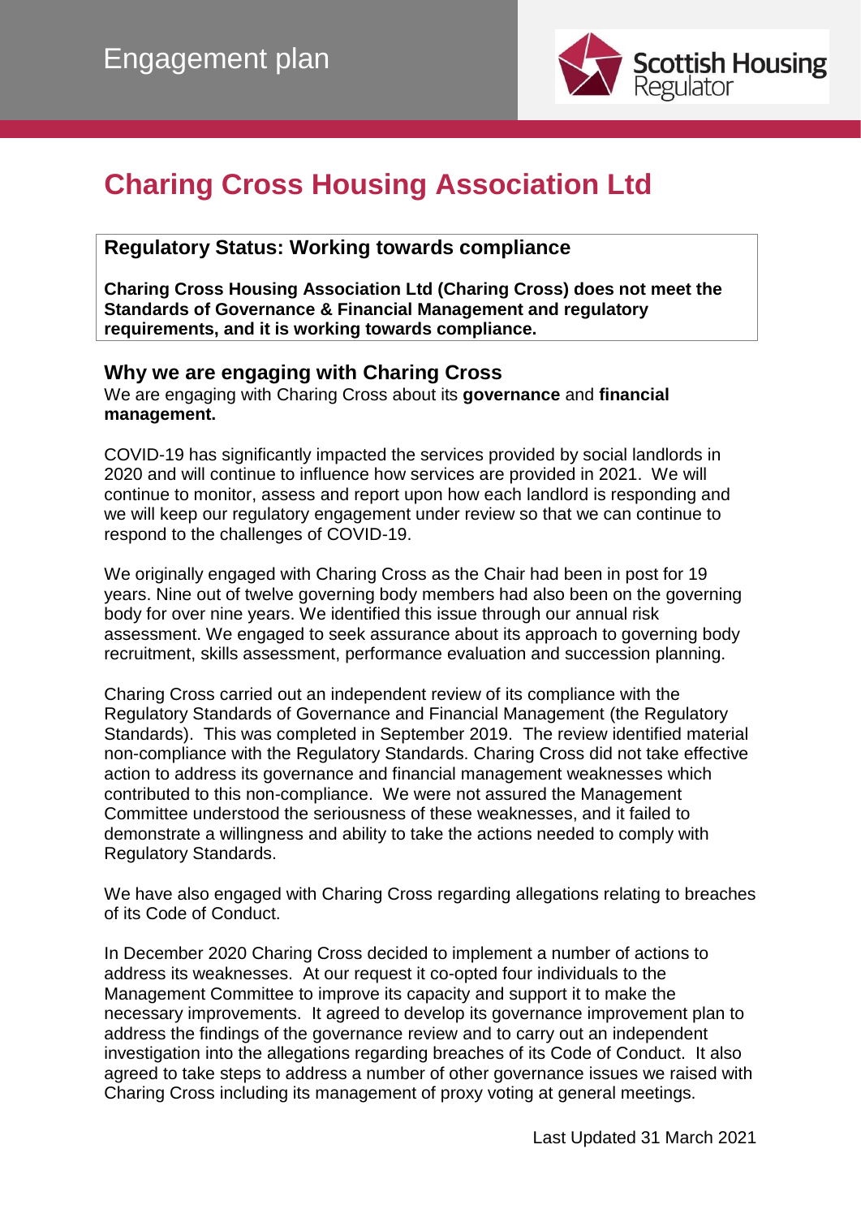Engagement plan

# Charing Cross Housing Association Ltd

## Regulatory Status: Working towards compliance

**Charing Cross Housing Association Ltd (Charing Cross) does not meet the Standards of Governance & Financial Management and regulatory requirements, and it is working towards compliance.**

## Why we are engaging with Charing Cross

We are engaging with Charing Cross about its **governance** and **financial management.**

COVID-19 has significantly impacted the services provided by social landlords in 2020 and will continue to influence how services are provided in 2021. We will continue to monitor, assess and report upon how each landlord is responding and we will keep our regulatory engagement under review so that we can continue to respond to the challenges of COVID-19.

We originally engaged with Charing Cross as the Chair had been in post for 19 years. Nine out of twelve governing body members had also been on the governing body for over nine years. We identified this issue through our annual risk assessment. We engaged to seek assurance about its approach to governing body recruitment, skills assessment, performance evaluation and succession planning.

Charing Cross carried out an independent review of its compliance with the Regulatory Standards of Governance and Financial Management (the Regulatory Standards). This was completed in September 2019. The review identified material non-compliance with the Regulatory Standards. Charing Cross did not take effective action to address its governance and financial management weaknesses which contributed to this non-compliance. We were not assured the Management Committee understood the seriousness of these weaknesses, and it failed to demonstrate a willingness and ability to take the actions needed to comply with Regulatory Standards.

We have also engaged with Charing Cross regarding allegations relating to breaches of its Code of Conduct.

In December 2020 Charing Cross decided to implement a number of actions to address its weaknesses. At our request it co-opted four individuals to the Management Committee to improve its capacity and support it to make the necessary improvements. It agreed to develop its governance improvement plan to address the findings of the governance review and to carry out an independent investigation into the allegations regarding breaches of its Code of Conduct. It also agreed to take steps to address a number of other governance issues we raised with Charing Cross including its management of proxy voting at general meetings.

Last Updated 31 March 2021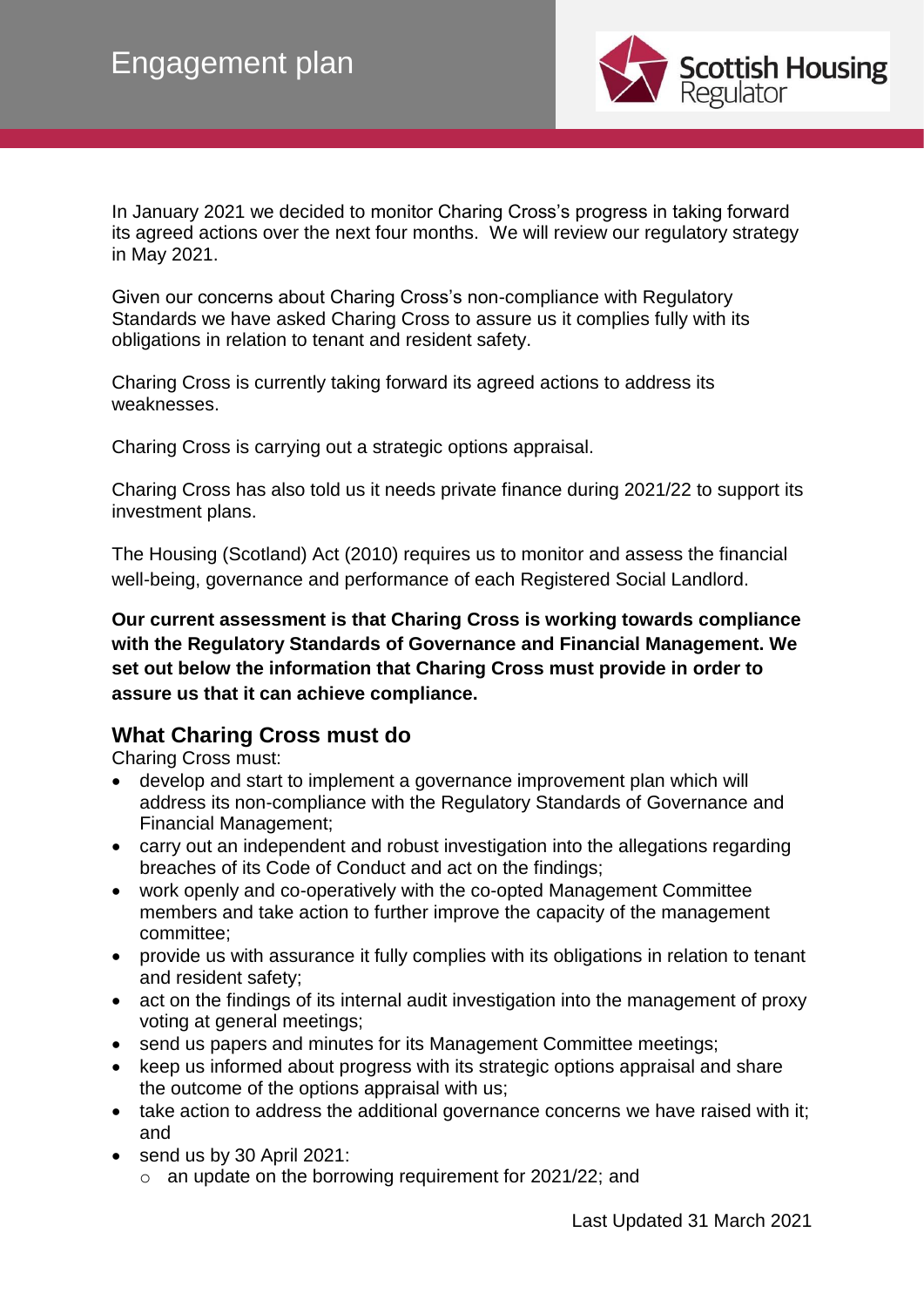In January 2021 we decided to monitor Charing Cross's progress in taking forward its agreed actions over the next four months. We will review our regulatory strategy in May 2021.

Given our concerns about Charing Cross's non-compliance with Regulatory Standards we have asked Charing Cross to assure us it complies fully with its obligations in relation to tenant and resident safety.

Charing Cross is currently taking forward its agreed actions to address its weaknesses.

Charing Cross is carrying out a strategic options appraisal.

Charing Cross has also told us it needs private finance during 2021/22 to support its investment plans.

The Housing (Scotland) Act (2010) requires us to monitor and assess the financial well-being, governance and performance of each Registered Social Landlord.

**Our current assessment is that Charing Cross is working towards compliance with the Regulatory Standards of Governance and Financial Management. We set out below the information that Charing Cross must provide in order to assure us that it can achieve compliance.**

## What Charing Cross must do

Charing Cross must:

- develop and start to implement a governance improvement plan which will address its non-compliance with the Regulatory Standards of Governance and Financial Management;
- carry out an independent and robust investigation into the allegations regarding breaches of its Code of Conduct and act on the findings;
- work openly and co-operatively with the co-opted Management Committee members and take action to further improve the capacity of the management committee;
- provide us with assurance it fully complies with its obligations in relation to tenant and resident safety;
- act on the findings of its internal audit investigation into the management of proxy voting at general meetings;
- send us papers and minutes for its Management Committee meetings;
- keep us informed about progress with its strategic options appraisal and share the outcome of the options appraisal with us;
- take action to address the additional governance concerns we have raised with it; and
- send us by 30 April 2021:
  - an update on the borrowing requirement for 2021/22; and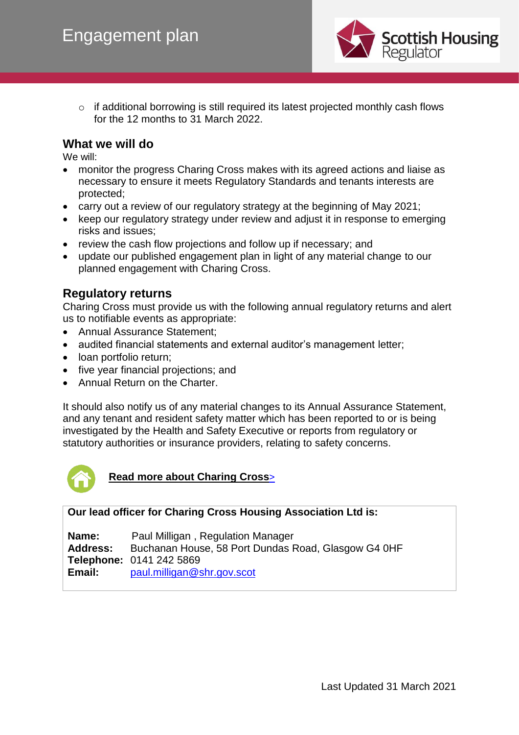- if additional borrowing is still required its latest projected monthly cash flows for the 12 months to 31 March 2022.

## What we will do

We will:

- monitor the progress Charing Cross makes with its agreed actions and liaise as necessary to ensure it meets Regulatory Standards and tenants interests are protected;
- carry out a review of our regulatory strategy at the beginning of May 2021;
- keep our regulatory strategy under review and adjust it in response to emerging risks and issues;
- review the cash flow projections and follow up if necessary; and
- update our published engagement plan in light of any material change to our planned engagement with Charing Cross.

## Regulatory returns

Charing Cross must provide us with the following annual regulatory returns and alert us to notifiable events as appropriate:

- Annual Assurance Statement;
- audited financial statements and external auditor's management letter;
- loan portfolio return;
- five year financial projections; and
- Annual Return on the Charter.

It should also notify us of any material changes to its Annual Assurance Statement, and any tenant and resident safety matter which has been reported to or is being investigated by the Health and Safety Executive or reports from regulatory or statutory authorities or insurance providers, relating to safety concerns.

**Read more about Charing Cross>**

**Our lead officer for Charing Cross Housing Association Ltd is:**

**Name:** Paul Milligan , Regulation Manager
**Address:** Buchanan House, 58 Port Dundas Road, Glasgow G4 0HF
**Telephone:** 0141 242 5869
**Email:** paul.milligan@shr.gov.scot

Last Updated 31 March 2021